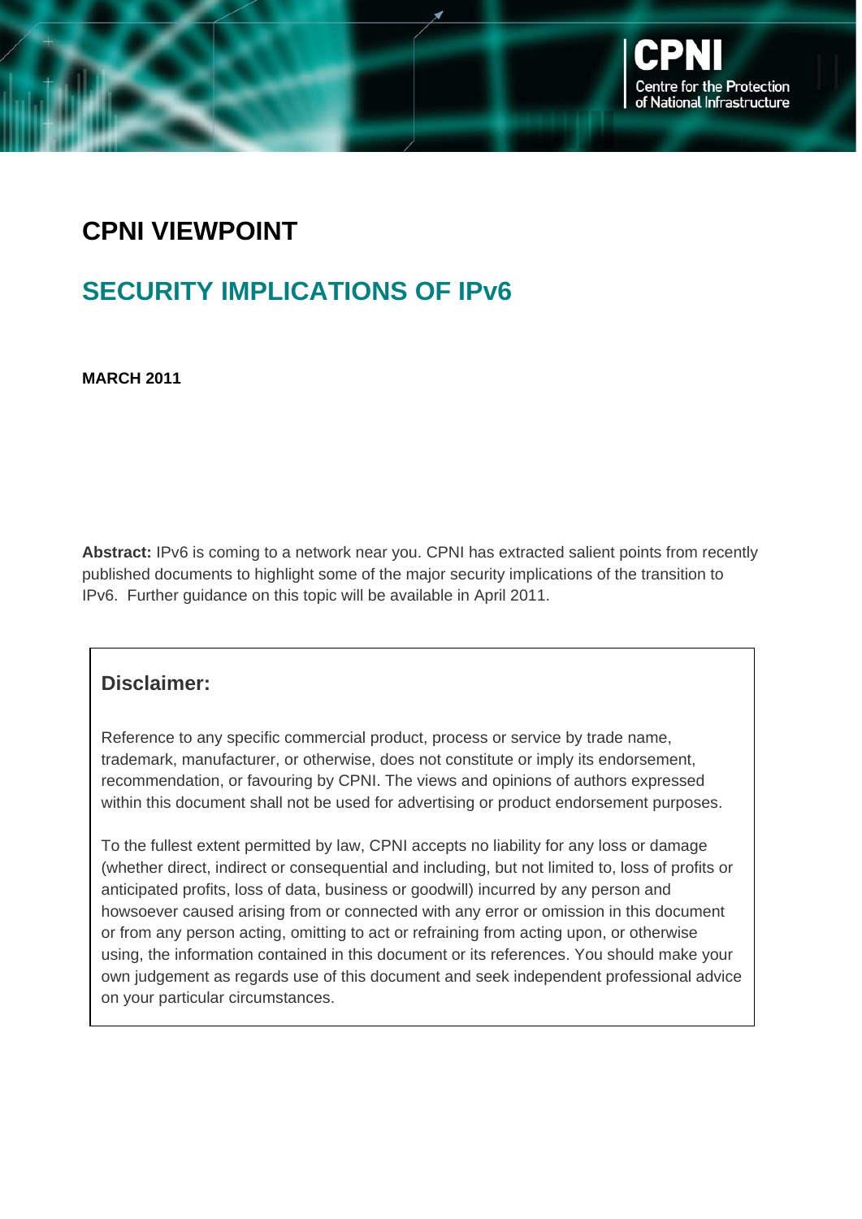CPNI
Centre for the Protection of National Infrastructure

# CPNI VIEWPOINT

## SECURITY IMPLICATIONS OF IPv6

**MARCH 2011**

**Abstract:** IPv6 is coming to a network near you. CPNI has extracted salient points from recently published documents to highlight some of the major security implications of the transition to IPv6. Further guidance on this topic will be available in April 2011.

### Disclaimer:

Reference to any specific commercial product, process or service by trade name, trademark, manufacturer, or otherwise, does not constitute or imply its endorsement, recommendation, or favouring by CPNI. The views and opinions of authors expressed within this document shall not be used for advertising or product endorsement purposes.

To the fullest extent permitted by law, CPNI accepts no liability for any loss or damage (whether direct, indirect or consequential and including, but not limited to, loss of profits or anticipated profits, loss of data, business or goodwill) incurred by any person and howsoever caused arising from or connected with any error or omission in this document or from any person acting, omitting to act or refraining from acting upon, or otherwise using, the information contained in this document or its references. You should make your own judgement as regards use of this document and seek independent professional advice on your particular circumstances.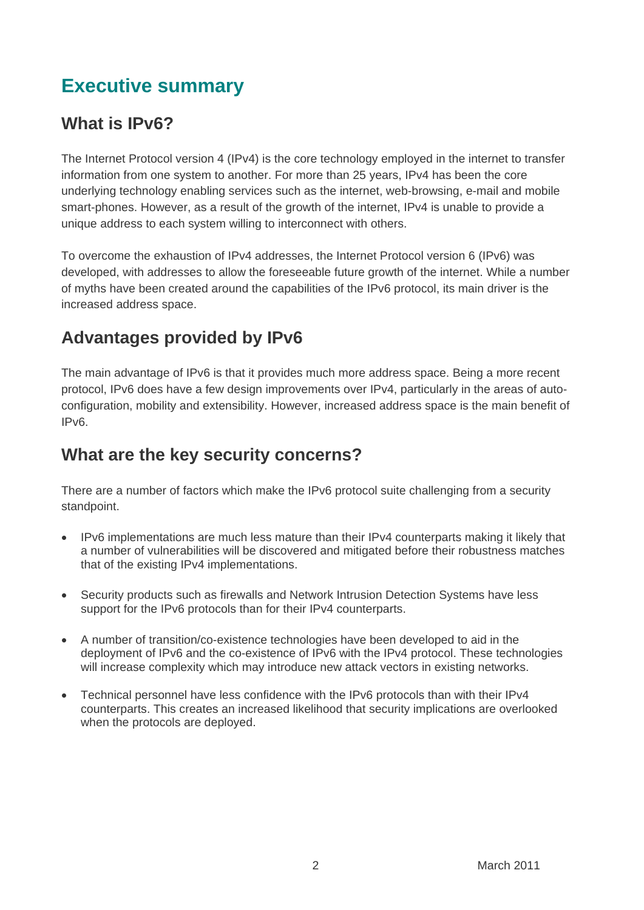# Executive summary

## What is IPv6?

The Internet Protocol version 4 (IPv4) is the core technology employed in the internet to transfer information from one system to another. For more than 25 years, IPv4 has been the core underlying technology enabling services such as the internet, web-browsing, e-mail and mobile smart-phones. However, as a result of the growth of the internet, IPv4 is unable to provide a unique address to each system willing to interconnect with others.

To overcome the exhaustion of IPv4 addresses, the Internet Protocol version 6 (IPv6) was developed, with addresses to allow the foreseeable future growth of the internet. While a number of myths have been created around the capabilities of the IPv6 protocol, its main driver is the increased address space.

## Advantages provided by IPv6

The main advantage of IPv6 is that it provides much more address space. Being a more recent protocol, IPv6 does have a few design improvements over IPv4, particularly in the areas of auto-configuration, mobility and extensibility. However, increased address space is the main benefit of IPv6.

## What are the key security concerns?

There are a number of factors which make the IPv6 protocol suite challenging from a security standpoint.

- IPv6 implementations are much less mature than their IPv4 counterparts making it likely that a number of vulnerabilities will be discovered and mitigated before their robustness matches that of the existing IPv4 implementations.
- Security products such as firewalls and Network Intrusion Detection Systems have less support for the IPv6 protocols than for their IPv4 counterparts.
- A number of transition/co-existence technologies have been developed to aid in the deployment of IPv6 and the co-existence of IPv6 with the IPv4 protocol. These technologies will increase complexity which may introduce new attack vectors in existing networks.
- Technical personnel have less confidence with the IPv6 protocols than with their IPv4 counterparts. This creates an increased likelihood that security implications are overlooked when the protocols are deployed.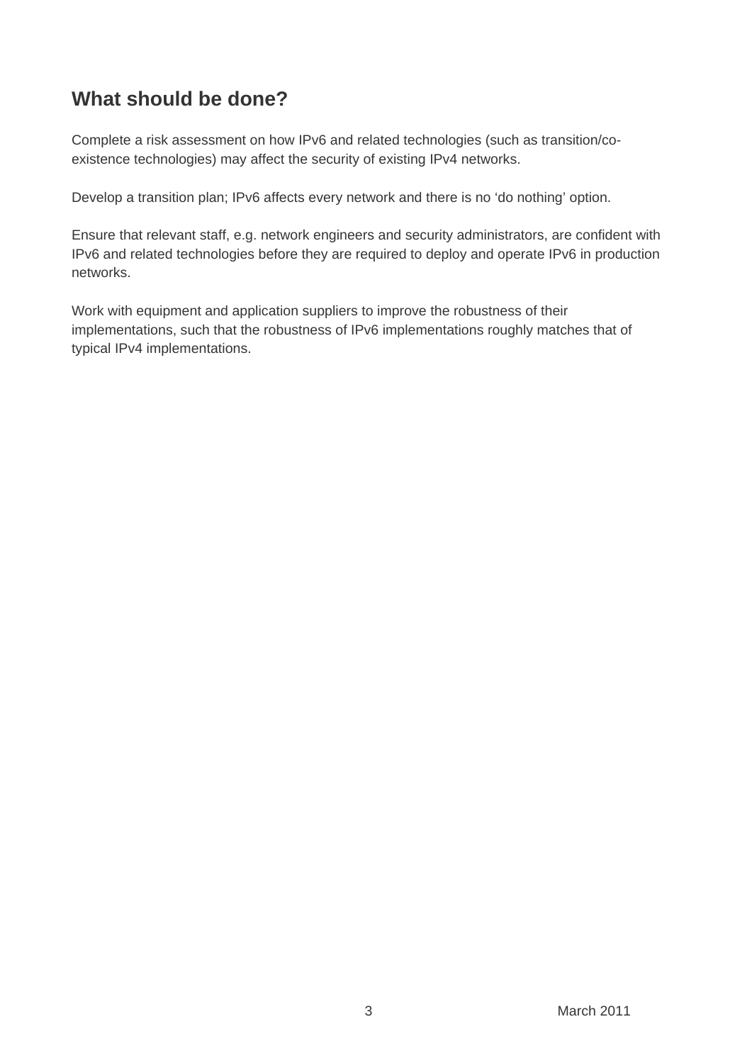## What should be done?

Complete a risk assessment on how IPv6 and related technologies (such as transition/co-existence technologies) may affect the security of existing IPv4 networks.

Develop a transition plan; IPv6 affects every network and there is no ‘do nothing’ option.

Ensure that relevant staff, e.g. network engineers and security administrators, are confident with IPv6 and related technologies before they are required to deploy and operate IPv6 in production networks.

Work with equipment and application suppliers to improve the robustness of their implementations, such that the robustness of IPv6 implementations roughly matches that of typical IPv4 implementations.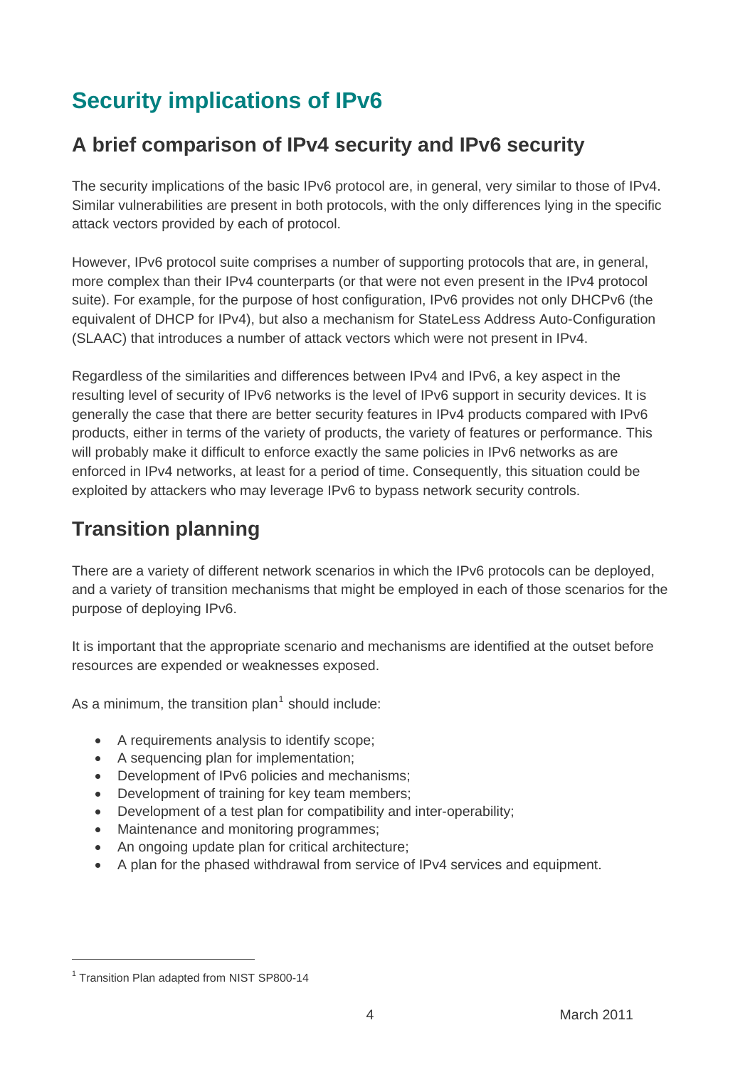# Security implications of IPv6

## A brief comparison of IPv4 security and IPv6 security

The security implications of the basic IPv6 protocol are, in general, very similar to those of IPv4. Similar vulnerabilities are present in both protocols, with the only differences lying in the specific attack vectors provided by each of protocol.

However, IPv6 protocol suite comprises a number of supporting protocols that are, in general, more complex than their IPv4 counterparts (or that were not even present in the IPv4 protocol suite). For example, for the purpose of host configuration, IPv6 provides not only DHCPv6 (the equivalent of DHCP for IPv4), but also a mechanism for StateLess Address Auto-Configuration (SLAAC) that introduces a number of attack vectors which were not present in IPv4.

Regardless of the similarities and differences between IPv4 and IPv6, a key aspect in the resulting level of security of IPv6 networks is the level of IPv6 support in security devices. It is generally the case that there are better security features in IPv4 products compared with IPv6 products, either in terms of the variety of products, the variety of features or performance. This will probably make it difficult to enforce exactly the same policies in IPv6 networks as are enforced in IPv4 networks, at least for a period of time. Consequently, this situation could be exploited by attackers who may leverage IPv6 to bypass network security controls.

## Transition planning

There are a variety of different network scenarios in which the IPv6 protocols can be deployed, and a variety of transition mechanisms that might be employed in each of those scenarios for the purpose of deploying IPv6.

It is important that the appropriate scenario and mechanisms are identified at the outset before resources are expended or weaknesses exposed.

As a minimum, the transition plan[1] should include:

- A requirements analysis to identify scope;
- A sequencing plan for implementation;
- Development of IPv6 policies and mechanisms;
- Development of training for key team members;
- Development of a test plan for compatibility and inter-operability;
- Maintenance and monitoring programmes;
- An ongoing update plan for critical architecture;
- A plan for the phased withdrawal from service of IPv4 services and equipment.

[1] Transition Plan adapted from NIST SP800-14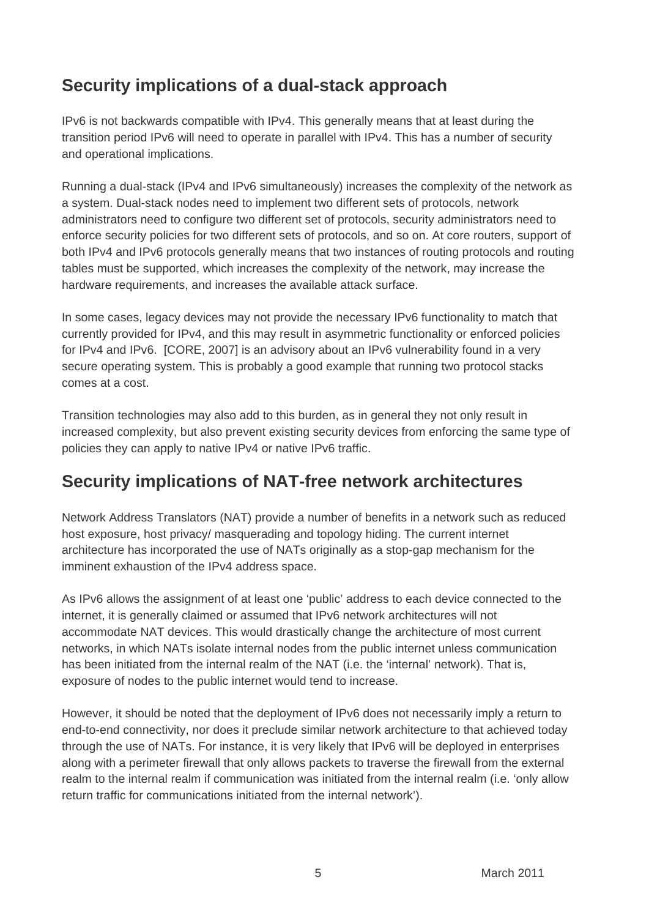## Security implications of a dual-stack approach

IPv6 is not backwards compatible with IPv4. This generally means that at least during the transition period IPv6 will need to operate in parallel with IPv4. This has a number of security and operational implications.

Running a dual-stack (IPv4 and IPv6 simultaneously) increases the complexity of the network as a system. Dual-stack nodes need to implement two different sets of protocols, network administrators need to configure two different set of protocols, security administrators need to enforce security policies for two different sets of protocols, and so on. At core routers, support of both IPv4 and IPv6 protocols generally means that two instances of routing protocols and routing tables must be supported, which increases the complexity of the network, may increase the hardware requirements, and increases the available attack surface.

In some cases, legacy devices may not provide the necessary IPv6 functionality to match that currently provided for IPv4, and this may result in asymmetric functionality or enforced policies for IPv4 and IPv6. [CORE, 2007] is an advisory about an IPv6 vulnerability found in a very secure operating system. This is probably a good example that running two protocol stacks comes at a cost.

Transition technologies may also add to this burden, as in general they not only result in increased complexity, but also prevent existing security devices from enforcing the same type of policies they can apply to native IPv4 or native IPv6 traffic.

## Security implications of NAT-free network architectures

Network Address Translators (NAT) provide a number of benefits in a network such as reduced host exposure, host privacy/ masquerading and topology hiding. The current internet architecture has incorporated the use of NATs originally as a stop-gap mechanism for the imminent exhaustion of the IPv4 address space.

As IPv6 allows the assignment of at least one 'public' address to each device connected to the internet, it is generally claimed or assumed that IPv6 network architectures will not accommodate NAT devices. This would drastically change the architecture of most current networks, in which NATs isolate internal nodes from the public internet unless communication has been initiated from the internal realm of the NAT (i.e. the 'internal' network). That is, exposure of nodes to the public internet would tend to increase.

However, it should be noted that the deployment of IPv6 does not necessarily imply a return to end-to-end connectivity, nor does it preclude similar network architecture to that achieved today through the use of NATs. For instance, it is very likely that IPv6 will be deployed in enterprises along with a perimeter firewall that only allows packets to traverse the firewall from the external realm to the internal realm if communication was initiated from the internal realm (i.e. 'only allow return traffic for communications initiated from the internal network').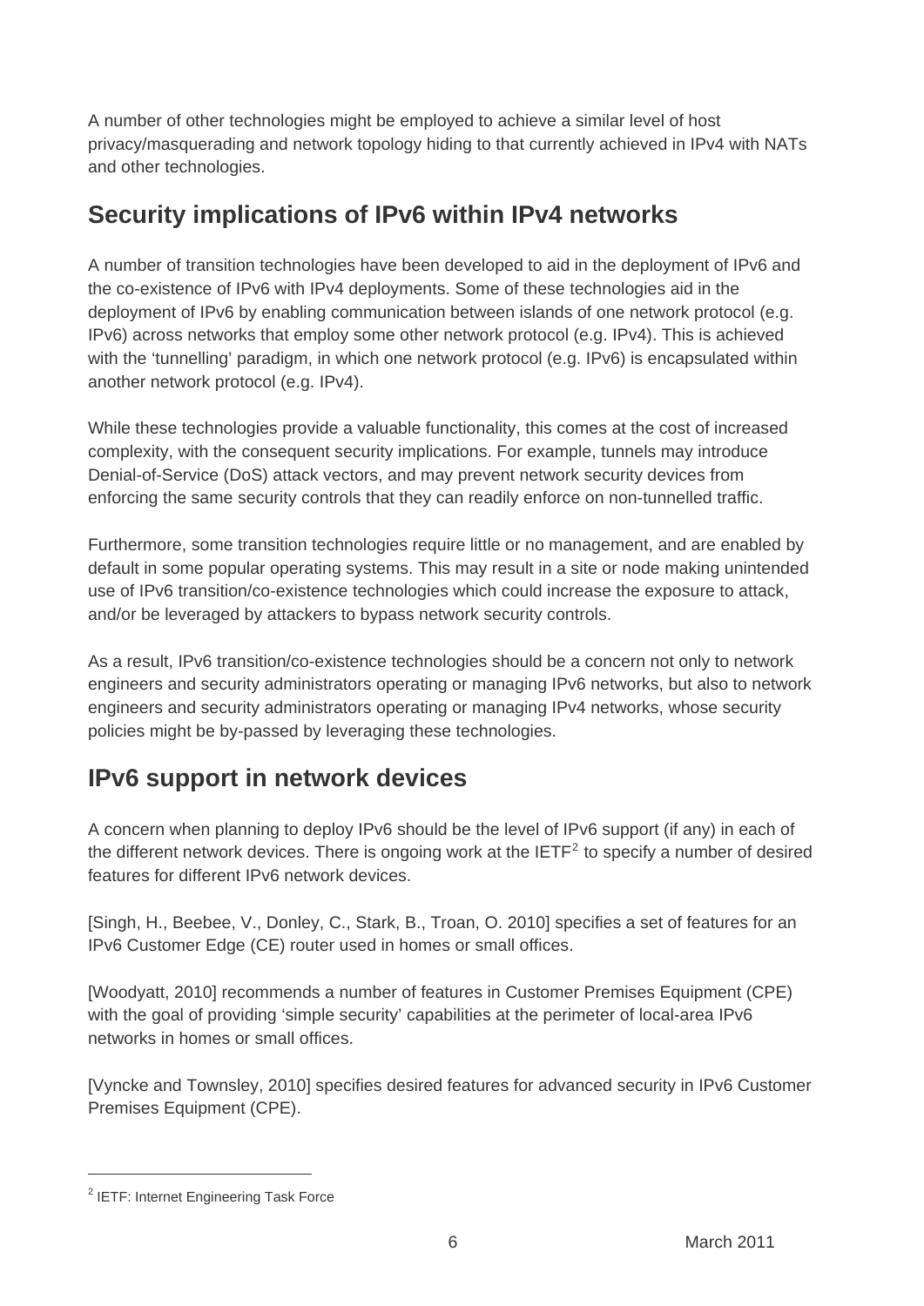A number of other technologies might be employed to achieve a similar level of host privacy/masquerading and network topology hiding to that currently achieved in IPv4 with NATs and other technologies.

## Security implications of IPv6 within IPv4 networks

A number of transition technologies have been developed to aid in the deployment of IPv6 and the co-existence of IPv6 with IPv4 deployments. Some of these technologies aid in the deployment of IPv6 by enabling communication between islands of one network protocol (e.g. IPv6) across networks that employ some other network protocol (e.g. IPv4). This is achieved with the 'tunnelling' paradigm, in which one network protocol (e.g. IPv6) is encapsulated within another network protocol (e.g. IPv4).

While these technologies provide a valuable functionality, this comes at the cost of increased complexity, with the consequent security implications. For example, tunnels may introduce Denial-of-Service (DoS) attack vectors, and may prevent network security devices from enforcing the same security controls that they can readily enforce on non-tunnelled traffic.

Furthermore, some transition technologies require little or no management, and are enabled by default in some popular operating systems. This may result in a site or node making unintended use of IPv6 transition/co-existence technologies which could increase the exposure to attack, and/or be leveraged by attackers to bypass network security controls.

As a result, IPv6 transition/co-existence technologies should be a concern not only to network engineers and security administrators operating or managing IPv6 networks, but also to network engineers and security administrators operating or managing IPv4 networks, whose security policies might be by-passed by leveraging these technologies.

## IPv6 support in network devices

A concern when planning to deploy IPv6 should be the level of IPv6 support (if any) in each of the different network devices. There is ongoing work at the IETF[2] to specify a number of desired features for different IPv6 network devices.

[Singh, H., Beebee, V., Donley, C., Stark, B., Troan, O. 2010] specifies a set of features for an IPv6 Customer Edge (CE) router used in homes or small offices.

[Woodyatt, 2010] recommends a number of features in Customer Premises Equipment (CPE) with the goal of providing 'simple security' capabilities at the perimeter of local-area IPv6 networks in homes or small offices.

[Vyncke and Townsley, 2010] specifies desired features for advanced security in IPv6 Customer Premises Equipment (CPE).

---

[2] IETF: Internet Engineering Task Force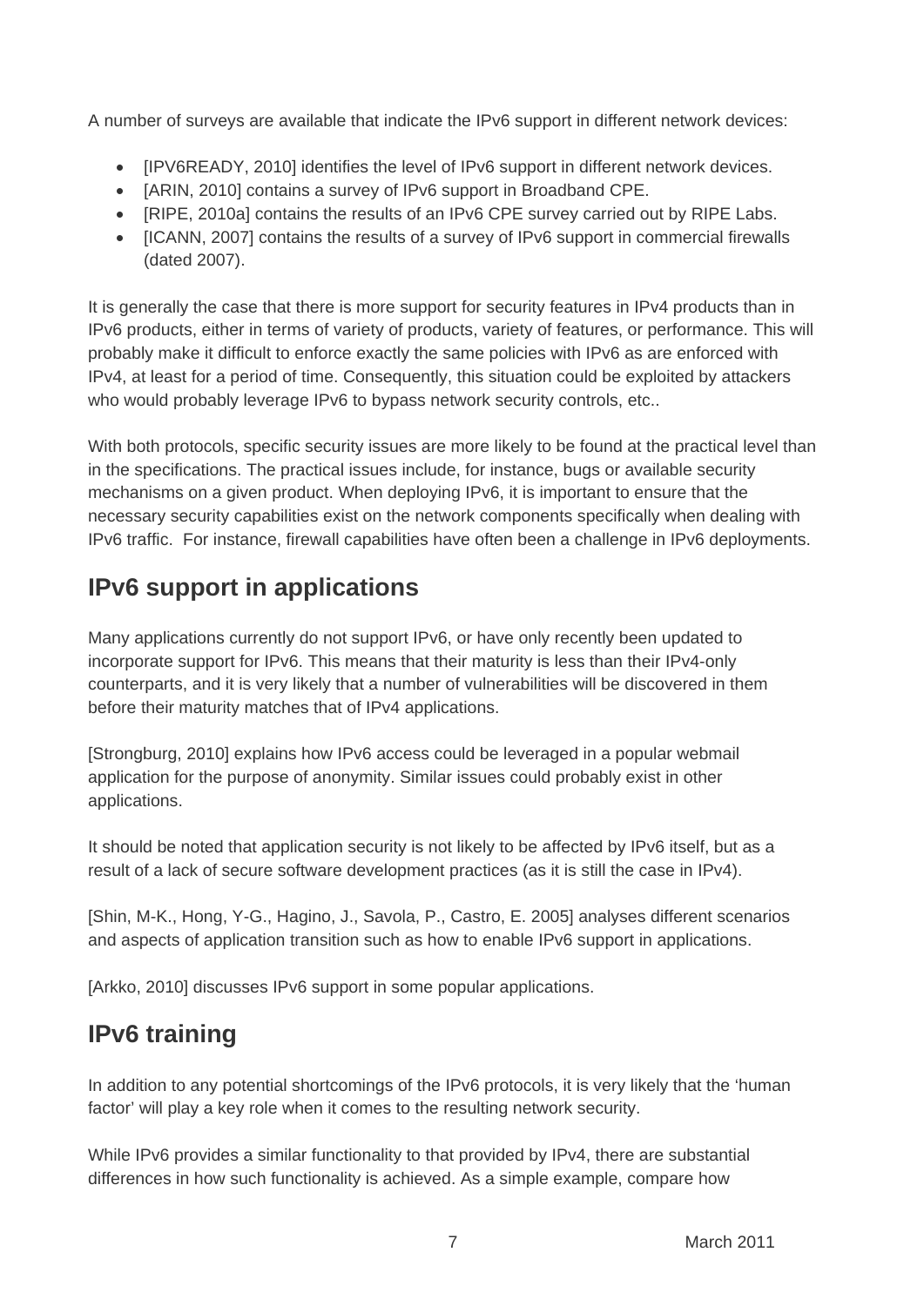A number of surveys are available that indicate the IPv6 support in different network devices:

- [IPV6READY, 2010] identifies the level of IPv6 support in different network devices.
- [ARIN, 2010] contains a survey of IPv6 support in Broadband CPE.
- [RIPE, 2010a] contains the results of an IPv6 CPE survey carried out by RIPE Labs.
- [ICANN, 2007] contains the results of a survey of IPv6 support in commercial firewalls (dated 2007).

It is generally the case that there is more support for security features in IPv4 products than in IPv6 products, either in terms of variety of products, variety of features, or performance. This will probably make it difficult to enforce exactly the same policies with IPv6 as are enforced with IPv4, at least for a period of time. Consequently, this situation could be exploited by attackers who would probably leverage IPv6 to bypass network security controls, etc..

With both protocols, specific security issues are more likely to be found at the practical level than in the specifications. The practical issues include, for instance, bugs or available security mechanisms on a given product. When deploying IPv6, it is important to ensure that the necessary security capabilities exist on the network components specifically when dealing with IPv6 traffic. For instance, firewall capabilities have often been a challenge in IPv6 deployments.

## IPv6 support in applications

Many applications currently do not support IPv6, or have only recently been updated to incorporate support for IPv6. This means that their maturity is less than their IPv4-only counterparts, and it is very likely that a number of vulnerabilities will be discovered in them before their maturity matches that of IPv4 applications.

[Strongburg, 2010] explains how IPv6 access could be leveraged in a popular webmail application for the purpose of anonymity. Similar issues could probably exist in other applications.

It should be noted that application security is not likely to be affected by IPv6 itself, but as a result of a lack of secure software development practices (as it is still the case in IPv4).

[Shin, M-K., Hong, Y-G., Hagino, J., Savola, P., Castro, E. 2005] analyses different scenarios and aspects of application transition such as how to enable IPv6 support in applications.

[Arkko, 2010] discusses IPv6 support in some popular applications.

## IPv6 training

In addition to any potential shortcomings of the IPv6 protocols, it is very likely that the 'human factor' will play a key role when it comes to the resulting network security.

While IPv6 provides a similar functionality to that provided by IPv4, there are substantial differences in how such functionality is achieved. As a simple example, compare how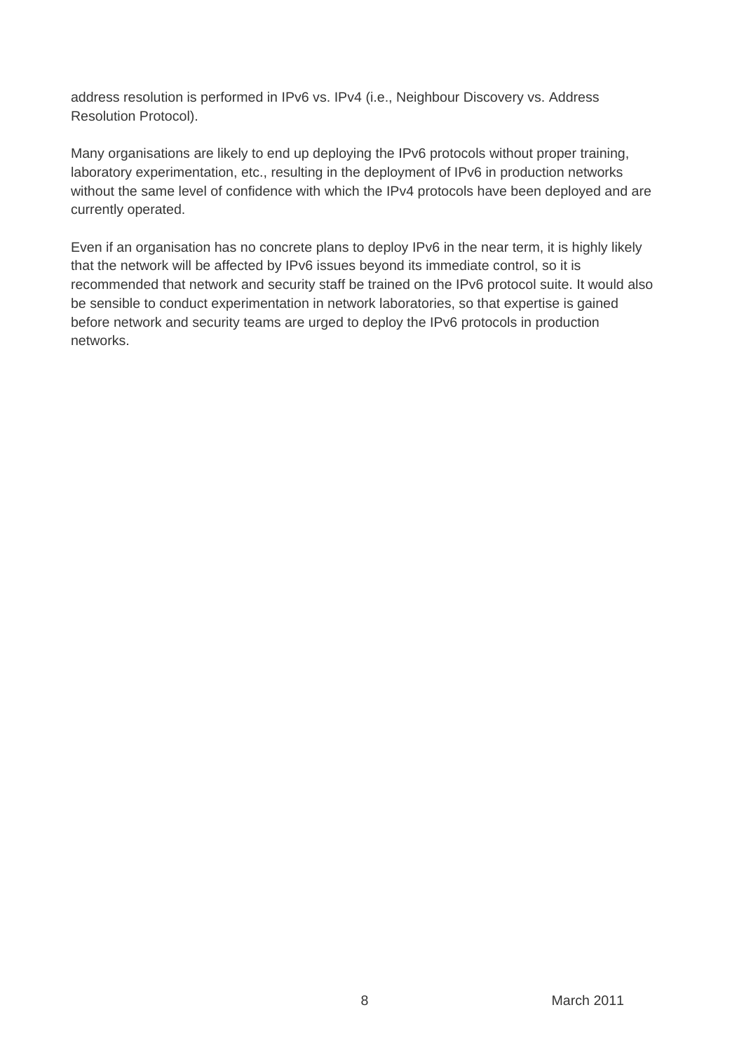address resolution is performed in IPv6 vs. IPv4 (i.e., Neighbour Discovery vs. Address Resolution Protocol).

Many organisations are likely to end up deploying the IPv6 protocols without proper training, laboratory experimentation, etc., resulting in the deployment of IPv6 in production networks without the same level of confidence with which the IPv4 protocols have been deployed and are currently operated.

Even if an organisation has no concrete plans to deploy IPv6 in the near term, it is highly likely that the network will be affected by IPv6 issues beyond its immediate control, so it is recommended that network and security staff be trained on the IPv6 protocol suite. It would also be sensible to conduct experimentation in network laboratories, so that expertise is gained before network and security teams are urged to deploy the IPv6 protocols in production networks.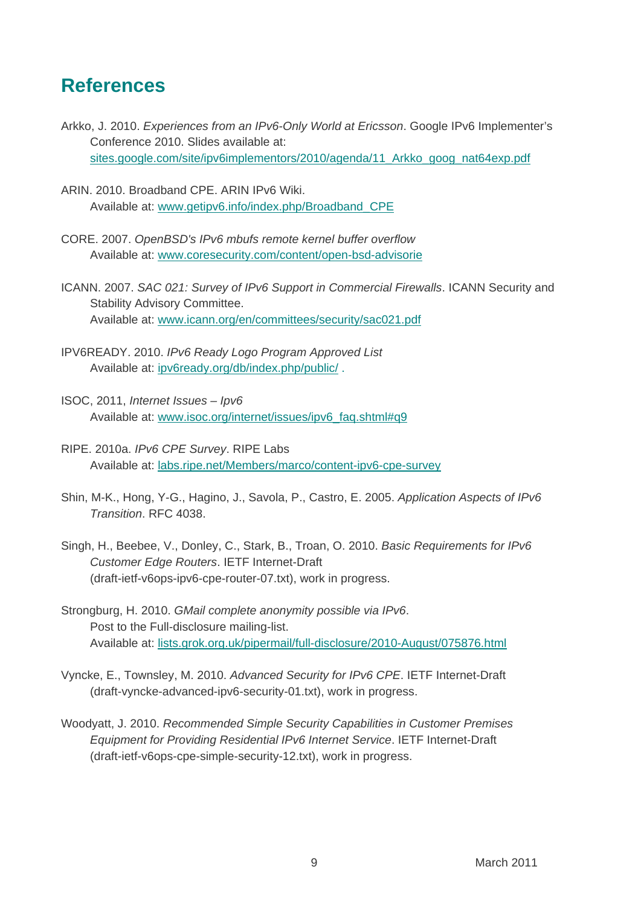# References

Arkko, J. 2010. *Experiences from an IPv6-Only World at Ericsson*. Google IPv6 Implementer's Conference 2010. Slides available at: sites.google.com/site/ipv6implementors/2010/agenda/11_Arkko_goog_nat64exp.pdf

ARIN. 2010. Broadband CPE. ARIN IPv6 Wiki. Available at: www.getipv6.info/index.php/Broadband_CPE

CORE. 2007. *OpenBSD's IPv6 mbufs remote kernel buffer overflow* Available at: www.coresecurity.com/content/open-bsd-advisorie

ICANN. 2007. *SAC 021: Survey of IPv6 Support in Commercial Firewalls*. ICANN Security and Stability Advisory Committee. Available at: www.icann.org/en/committees/security/sac021.pdf

IPV6READY. 2010. *IPv6 Ready Logo Program Approved List* Available at: ipv6ready.org/db/index.php/public/ .

ISOC, 2011, *Internet Issues – Ipv6* Available at: www.isoc.org/internet/issues/ipv6_faq.shtml#q9

RIPE. 2010a. *IPv6 CPE Survey*. RIPE Labs Available at: labs.ripe.net/Members/marco/content-ipv6-cpe-survey

Shin, M-K., Hong, Y-G., Hagino, J., Savola, P., Castro, E. 2005. *Application Aspects of IPv6 Transition*. RFC 4038.

Singh, H., Beebee, V., Donley, C., Stark, B., Troan, O. 2010. *Basic Requirements for IPv6 Customer Edge Routers*. IETF Internet-Draft (draft-ietf-v6ops-ipv6-cpe-router-07.txt), work in progress.

Strongburg, H. 2010. *GMail complete anonymity possible via IPv6*. Post to the Full-disclosure mailing-list. Available at: lists.grok.org.uk/pipermail/full-disclosure/2010-August/075876.html

Vyncke, E., Townsley, M. 2010. *Advanced Security for IPv6 CPE*. IETF Internet-Draft (draft-vyncke-advanced-ipv6-security-01.txt), work in progress.

Woodyatt, J. 2010. *Recommended Simple Security Capabilities in Customer Premises Equipment for Providing Residential IPv6 Internet Service*. IETF Internet-Draft (draft-ietf-v6ops-cpe-simple-security-12.txt), work in progress.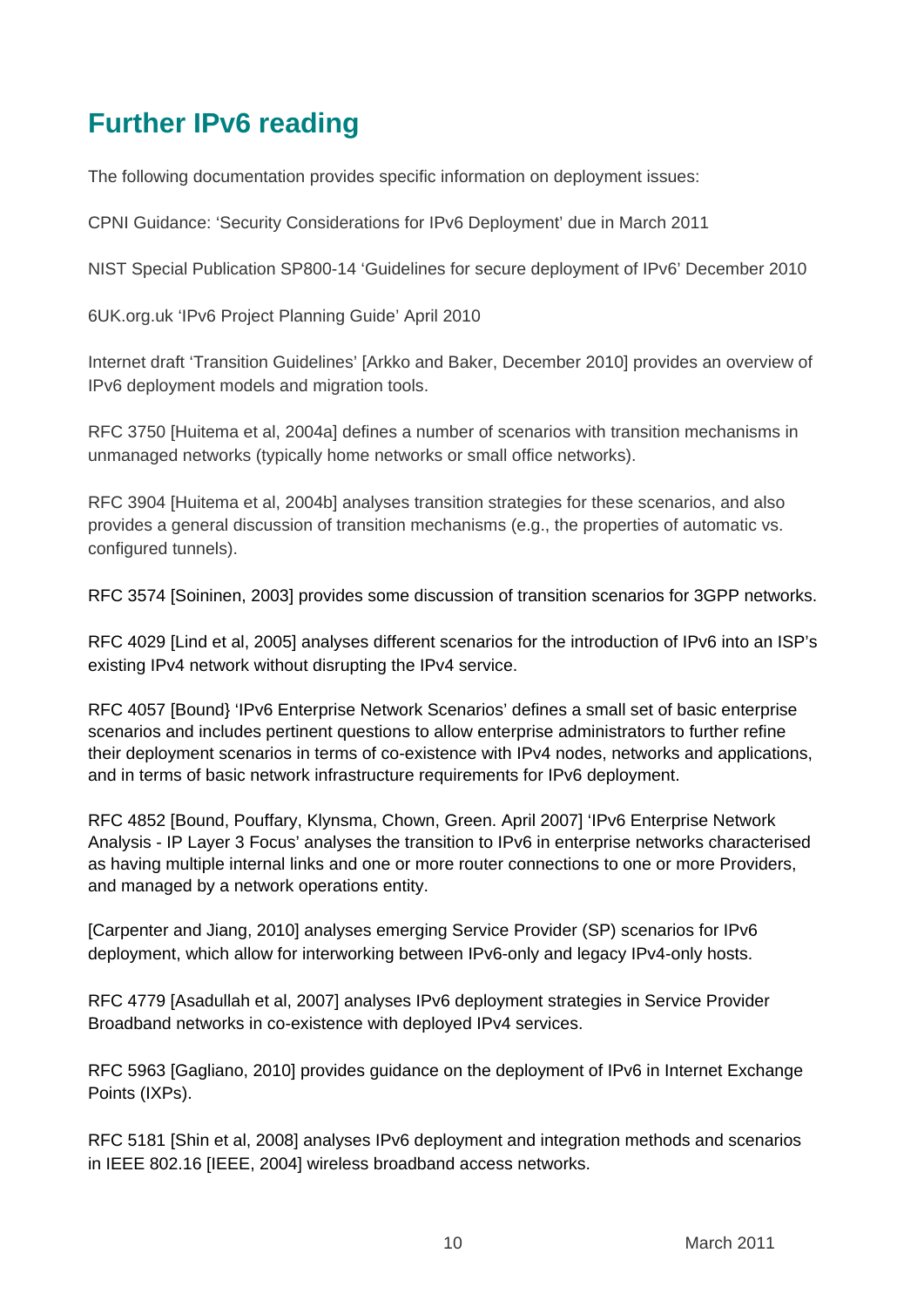# Further IPv6 reading

The following documentation provides specific information on deployment issues:

CPNI Guidance: 'Security Considerations for IPv6 Deployment' due in March 2011

NIST Special Publication SP800-14 'Guidelines for secure deployment of IPv6' December 2010

6UK.org.uk 'IPv6 Project Planning Guide' April 2010

Internet draft 'Transition Guidelines' [Arkko and Baker, December 2010] provides an overview of IPv6 deployment models and migration tools.

RFC 3750 [Huitema et al, 2004a] defines a number of scenarios with transition mechanisms in unmanaged networks (typically home networks or small office networks).

RFC 3904 [Huitema et al, 2004b] analyses transition strategies for these scenarios, and also provides a general discussion of transition mechanisms (e.g., the properties of automatic vs. configured tunnels).

RFC 3574 [Soininen, 2003] provides some discussion of transition scenarios for 3GPP networks.

RFC 4029 [Lind et al, 2005] analyses different scenarios for the introduction of IPv6 into an ISP's existing IPv4 network without disrupting the IPv4 service.

RFC 4057 [Bound} 'IPv6 Enterprise Network Scenarios' defines a small set of basic enterprise scenarios and includes pertinent questions to allow enterprise administrators to further refine their deployment scenarios in terms of co-existence with IPv4 nodes, networks and applications, and in terms of basic network infrastructure requirements for IPv6 deployment.

RFC 4852 [Bound, Pouffary, Klynsma, Chown, Green. April 2007] 'IPv6 Enterprise Network Analysis - IP Layer 3 Focus' analyses the transition to IPv6 in enterprise networks characterised as having multiple internal links and one or more router connections to one or more Providers, and managed by a network operations entity.

[Carpenter and Jiang, 2010] analyses emerging Service Provider (SP) scenarios for IPv6 deployment, which allow for interworking between IPv6-only and legacy IPv4-only hosts.

RFC 4779 [Asadullah et al, 2007] analyses IPv6 deployment strategies in Service Provider Broadband networks in co-existence with deployed IPv4 services.

RFC 5963 [Gagliano, 2010] provides guidance on the deployment of IPv6 in Internet Exchange Points (IXPs).

RFC 5181 [Shin et al, 2008] analyses IPv6 deployment and integration methods and scenarios in IEEE 802.16 [IEEE, 2004] wireless broadband access networks.